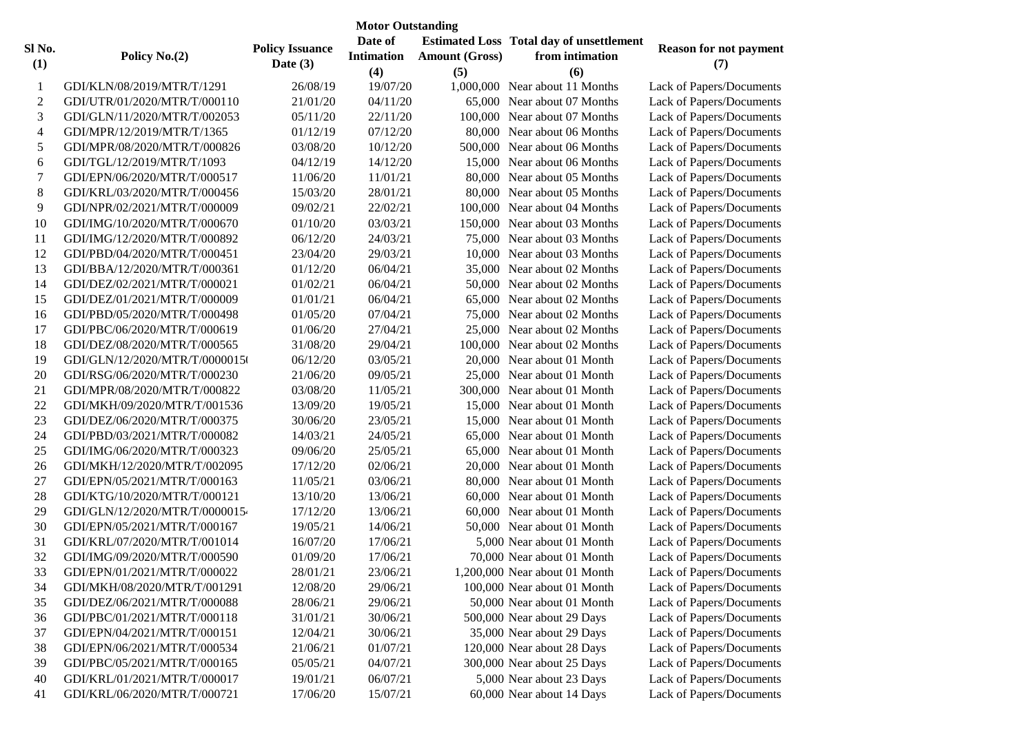**Motor Outstanding**

| Sl No. (1) | Policy No.(2) | Policy Issuance Date (3) | Date of Intimation (4) | Estimated Loss Amount (Gross) (5) | Total day of unsettlement from intimation (6) | Reason for not payment (7) |
|---|---|---|---|---|---|---|
| 1 | GDI/KLN/08/2019/MTR/T/1291 | 26/08/19 | 19/07/20 | 1,000,000 | Near about 11 Months | Lack of Papers/Documents |
| 2 | GDI/UTR/01/2020/MTR/T/000110 | 21/01/20 | 04/11/20 | 65,000 | Near about 07 Months | Lack of Papers/Documents |
| 3 | GDI/GLN/11/2020/MTR/T/002053 | 05/11/20 | 22/11/20 | 100,000 | Near about 07 Months | Lack of Papers/Documents |
| 4 | GDI/MPR/12/2019/MTR/T/1365 | 01/12/19 | 07/12/20 | 80,000 | Near about 06 Months | Lack of Papers/Documents |
| 5 | GDI/MPR/08/2020/MTR/T/000826 | 03/08/20 | 10/12/20 | 500,000 | Near about 06 Months | Lack of Papers/Documents |
| 6 | GDI/TGL/12/2019/MTR/T/1093 | 04/12/19 | 14/12/20 | 15,000 | Near about 06 Months | Lack of Papers/Documents |
| 7 | GDI/EPN/06/2020/MTR/T/000517 | 11/06/20 | 11/01/21 | 80,000 | Near about 05 Months | Lack of Papers/Documents |
| 8 | GDI/KRL/03/2020/MTR/T/000456 | 15/03/20 | 28/01/21 | 80,000 | Near about 05 Months | Lack of Papers/Documents |
| 9 | GDI/NPR/02/2021/MTR/T/000009 | 09/02/21 | 22/02/21 | 100,000 | Near about 04 Months | Lack of Papers/Documents |
| 10 | GDI/IMG/10/2020/MTR/T/000670 | 01/10/20 | 03/03/21 | 150,000 | Near about 03 Months | Lack of Papers/Documents |
| 11 | GDI/IMG/12/2020/MTR/T/000892 | 06/12/20 | 24/03/21 | 75,000 | Near about 03 Months | Lack of Papers/Documents |
| 12 | GDI/PBD/04/2020/MTR/T/000451 | 23/04/20 | 29/03/21 | 10,000 | Near about 03 Months | Lack of Papers/Documents |
| 13 | GDI/BBA/12/2020/MTR/T/000361 | 01/12/20 | 06/04/21 | 35,000 | Near about 02 Months | Lack of Papers/Documents |
| 14 | GDI/DEZ/02/2021/MTR/T/000021 | 01/02/21 | 06/04/21 | 50,000 | Near about 02 Months | Lack of Papers/Documents |
| 15 | GDI/DEZ/01/2021/MTR/T/000009 | 01/01/21 | 06/04/21 | 65,000 | Near about 02 Months | Lack of Papers/Documents |
| 16 | GDI/PBD/05/2020/MTR/T/000498 | 01/05/20 | 07/04/21 | 75,000 | Near about 02 Months | Lack of Papers/Documents |
| 17 | GDI/PBC/06/2020/MTR/T/000619 | 01/06/20 | 27/04/21 | 25,000 | Near about 02 Months | Lack of Papers/Documents |
| 18 | GDI/DEZ/08/2020/MTR/T/000565 | 31/08/20 | 29/04/21 | 100,000 | Near about 02 Months | Lack of Papers/Documents |
| 19 | GDI/GLN/12/2020/MTR/T/0000150 | 06/12/20 | 03/05/21 | 20,000 | Near about 01 Month | Lack of Papers/Documents |
| 20 | GDI/RSG/06/2020/MTR/T/000230 | 21/06/20 | 09/05/21 | 25,000 | Near about 01 Month | Lack of Papers/Documents |
| 21 | GDI/MPR/08/2020/MTR/T/000822 | 03/08/20 | 11/05/21 | 300,000 | Near about 01 Month | Lack of Papers/Documents |
| 22 | GDI/MKH/09/2020/MTR/T/001536 | 13/09/20 | 19/05/21 | 15,000 | Near about 01 Month | Lack of Papers/Documents |
| 23 | GDI/DEZ/06/2020/MTR/T/000375 | 30/06/20 | 23/05/21 | 15,000 | Near about 01 Month | Lack of Papers/Documents |
| 24 | GDI/PBD/03/2021/MTR/T/000082 | 14/03/21 | 24/05/21 | 65,000 | Near about 01 Month | Lack of Papers/Documents |
| 25 | GDI/IMG/06/2020/MTR/T/000323 | 09/06/20 | 25/05/21 | 65,000 | Near about 01 Month | Lack of Papers/Documents |
| 26 | GDI/MKH/12/2020/MTR/T/002095 | 17/12/20 | 02/06/21 | 20,000 | Near about 01 Month | Lack of Papers/Documents |
| 27 | GDI/EPN/05/2021/MTR/T/000163 | 11/05/21 | 03/06/21 | 80,000 | Near about 01 Month | Lack of Papers/Documents |
| 28 | GDI/KTG/10/2020/MTR/T/000121 | 13/10/20 | 13/06/21 | 60,000 | Near about 01 Month | Lack of Papers/Documents |
| 29 | GDI/GLN/12/2020/MTR/T/0000154 | 17/12/20 | 13/06/21 | 60,000 | Near about 01 Month | Lack of Papers/Documents |
| 30 | GDI/EPN/05/2021/MTR/T/000167 | 19/05/21 | 14/06/21 | 50,000 | Near about 01 Month | Lack of Papers/Documents |
| 31 | GDI/KRL/07/2020/MTR/T/001014 | 16/07/20 | 17/06/21 | 5,000 | Near about 01 Month | Lack of Papers/Documents |
| 32 | GDI/IMG/09/2020/MTR/T/000590 | 01/09/20 | 17/06/21 | 70,000 | Near about 01 Month | Lack of Papers/Documents |
| 33 | GDI/EPN/01/2021/MTR/T/000022 | 28/01/21 | 23/06/21 | 1,200,000 | Near about 01 Month | Lack of Papers/Documents |
| 34 | GDI/MKH/08/2020/MTR/T/001291 | 12/08/20 | 29/06/21 | 100,000 | Near about 01 Month | Lack of Papers/Documents |
| 35 | GDI/DEZ/06/2021/MTR/T/000088 | 28/06/21 | 29/06/21 | 50,000 | Near about 01 Month | Lack of Papers/Documents |
| 36 | GDI/PBC/01/2021/MTR/T/000118 | 31/01/21 | 30/06/21 | 500,000 | Near about 29 Days | Lack of Papers/Documents |
| 37 | GDI/EPN/04/2021/MTR/T/000151 | 12/04/21 | 30/06/21 | 35,000 | Near about 29 Days | Lack of Papers/Documents |
| 38 | GDI/EPN/06/2021/MTR/T/000534 | 21/06/21 | 01/07/21 | 120,000 | Near about 28 Days | Lack of Papers/Documents |
| 39 | GDI/PBC/05/2021/MTR/T/000165 | 05/05/21 | 04/07/21 | 300,000 | Near about 25 Days | Lack of Papers/Documents |
| 40 | GDI/KRL/01/2021/MTR/T/000017 | 19/01/21 | 06/07/21 | 5,000 | Near about 23 Days | Lack of Papers/Documents |
| 41 | GDI/KRL/06/2020/MTR/T/000721 | 17/06/20 | 15/07/21 | 60,000 | Near about 14 Days | Lack of Papers/Documents |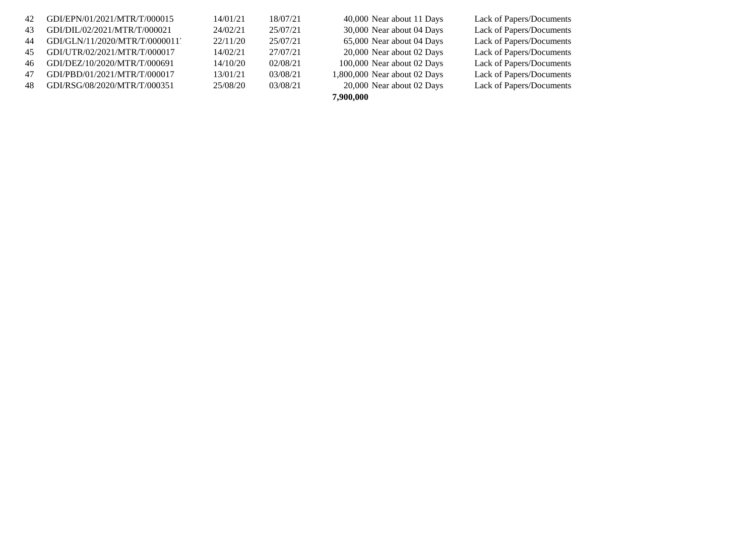| | | | | | | |
|---|---|---|---|---|---|---|
| 42 | GDI/EPN/01/2021/MTR/T/000015 | 14/01/21 | 18/07/21 | 40,000 | Near about 11 Days | Lack of Papers/Documents |
| 43 | GDI/DIL/02/2021/MTR/T/000021 | 24/02/21 | 25/07/21 | 30,000 | Near about 04 Days | Lack of Papers/Documents |
| 44 | GDI/GLN/11/2020/MTR/T/0000011' | 22/11/20 | 25/07/21 | 65,000 | Near about 04 Days | Lack of Papers/Documents |
| 45 | GDI/UTR/02/2021/MTR/T/000017 | 14/02/21 | 27/07/21 | 20,000 | Near about 02 Days | Lack of Papers/Documents |
| 46 | GDI/DEZ/10/2020/MTR/T/000691 | 14/10/20 | 02/08/21 | 100,000 | Near about 02 Days | Lack of Papers/Documents |
| 47 | GDI/PBD/01/2021/MTR/T/000017 | 13/01/21 | 03/08/21 | 1,800,000 | Near about 02 Days | Lack of Papers/Documents |
| 48 | GDI/RSG/08/2020/MTR/T/000351 | 25/08/20 | 03/08/21 | 20,000 | Near about 02 Days | Lack of Papers/Documents |
| | | | | **7,900,000** | | |